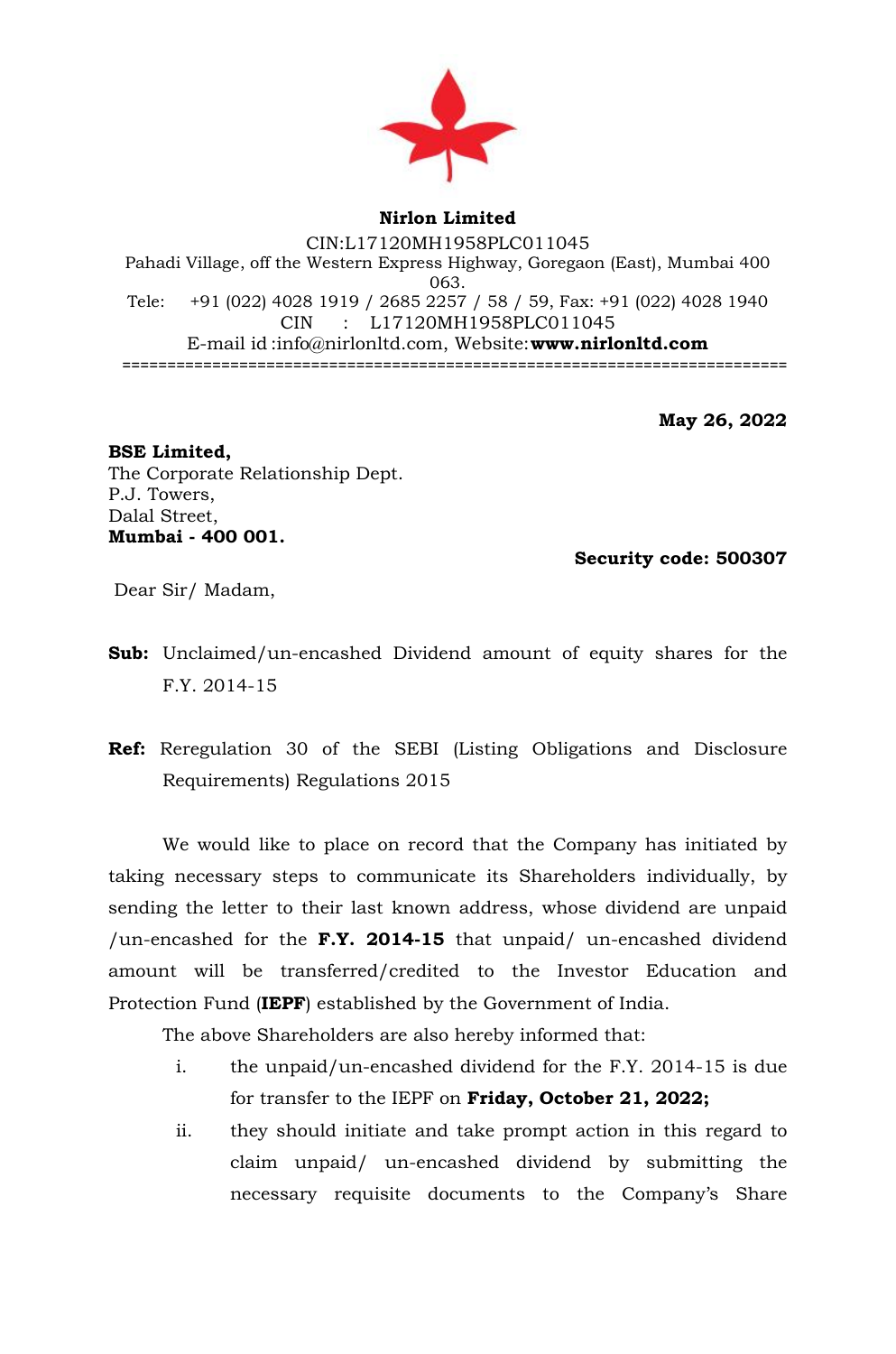**Nirlon Limited**

CIN:L17120MH1958PLC011045

Pahadi Village, off the Western Express Highway, Goregaon (East), Mumbai 400 063.

Tele: +91 (022) 4028 1919 / 2685 2257 / 58 / 59, Fax: +91 (022) 4028 1940

CIN : L17120MH1958PLC011045

E-mail id :info@nirlonltd.com, Website:**www.nirlonltd.com**

==========================================================================

**May 26, 2022**

**BSE Limited,**
The Corporate Relationship Dept.
P.J. Towers,
Dalal Street,
**Mumbai - 400 001.**

**Security code: 500307**

Dear Sir/ Madam,

**Sub:** Unclaimed/un-encashed Dividend amount of equity shares for the F.Y. 2014-15

**Ref:** Reregulation 30 of the SEBI (Listing Obligations and Disclosure Requirements) Regulations 2015

We would like to place on record that the Company has initiated by taking necessary steps to communicate its Shareholders individually, by sending the letter to their last known address, whose dividend are unpaid /un-encashed for the **F.Y. 2014-15** that unpaid/ un-encashed dividend amount will be transferred/credited to the Investor Education and Protection Fund (**IEPF**) established by the Government of India.

The above Shareholders are also hereby informed that:

i. the unpaid/un-encashed dividend for the F.Y. 2014-15 is due for transfer to the IEPF on **Friday, October 21, 2022;**

ii. they should initiate and take prompt action in this regard to claim unpaid/ un-encashed dividend by submitting the necessary requisite documents to the Company's Share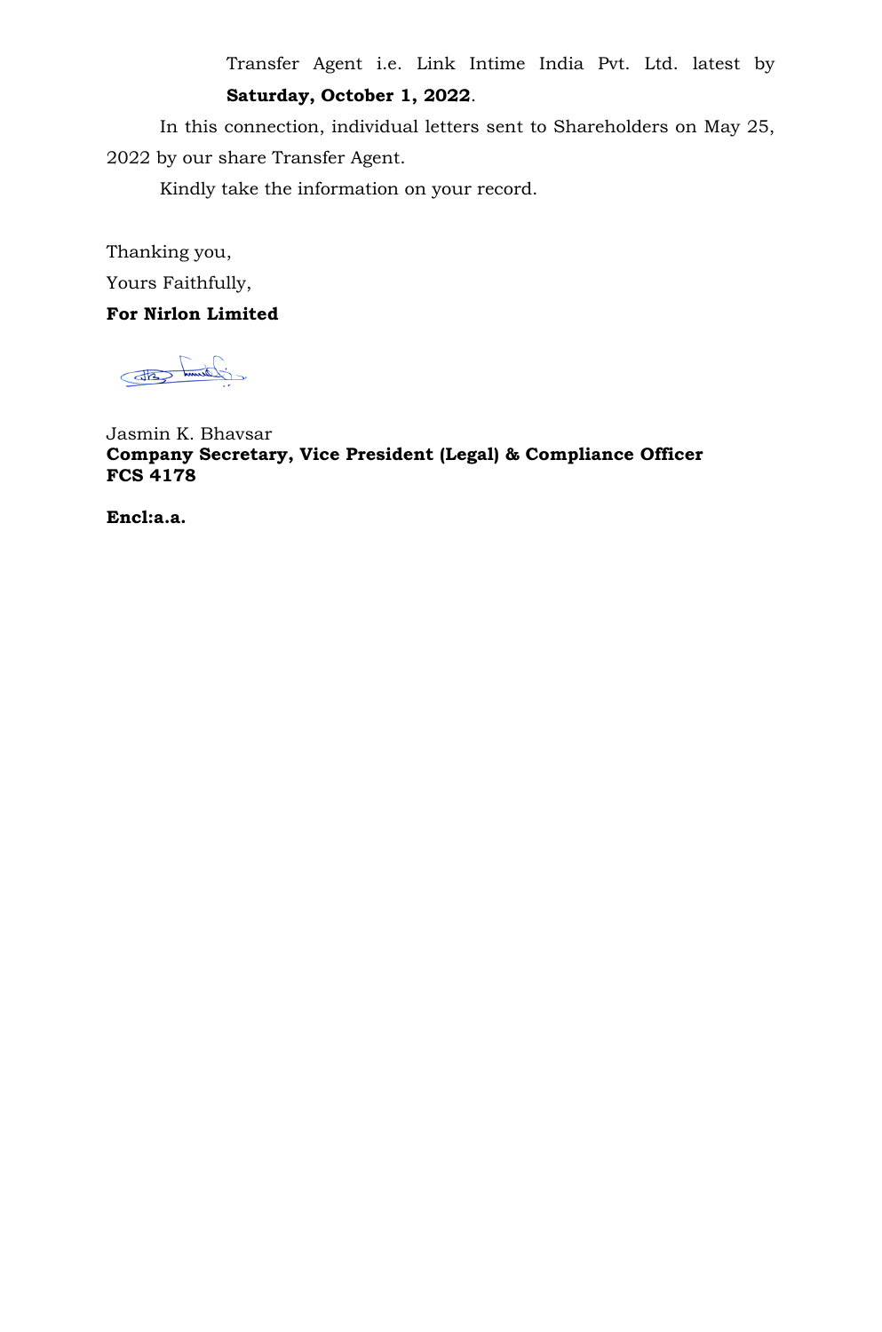Transfer Agent i.e. Link Intime India Pvt. Ltd. latest by **Saturday, October 1, 2022**.

In this connection, individual letters sent to Shareholders on May 25, 2022 by our share Transfer Agent.

Kindly take the information on your record.

Thanking you,

Yours Faithfully,

**For Nirlon Limited**

Jasmin K. Bhavsar
**Company Secretary, Vice President (Legal) & Compliance Officer**
**FCS 4178**

**Encl:a.a.**